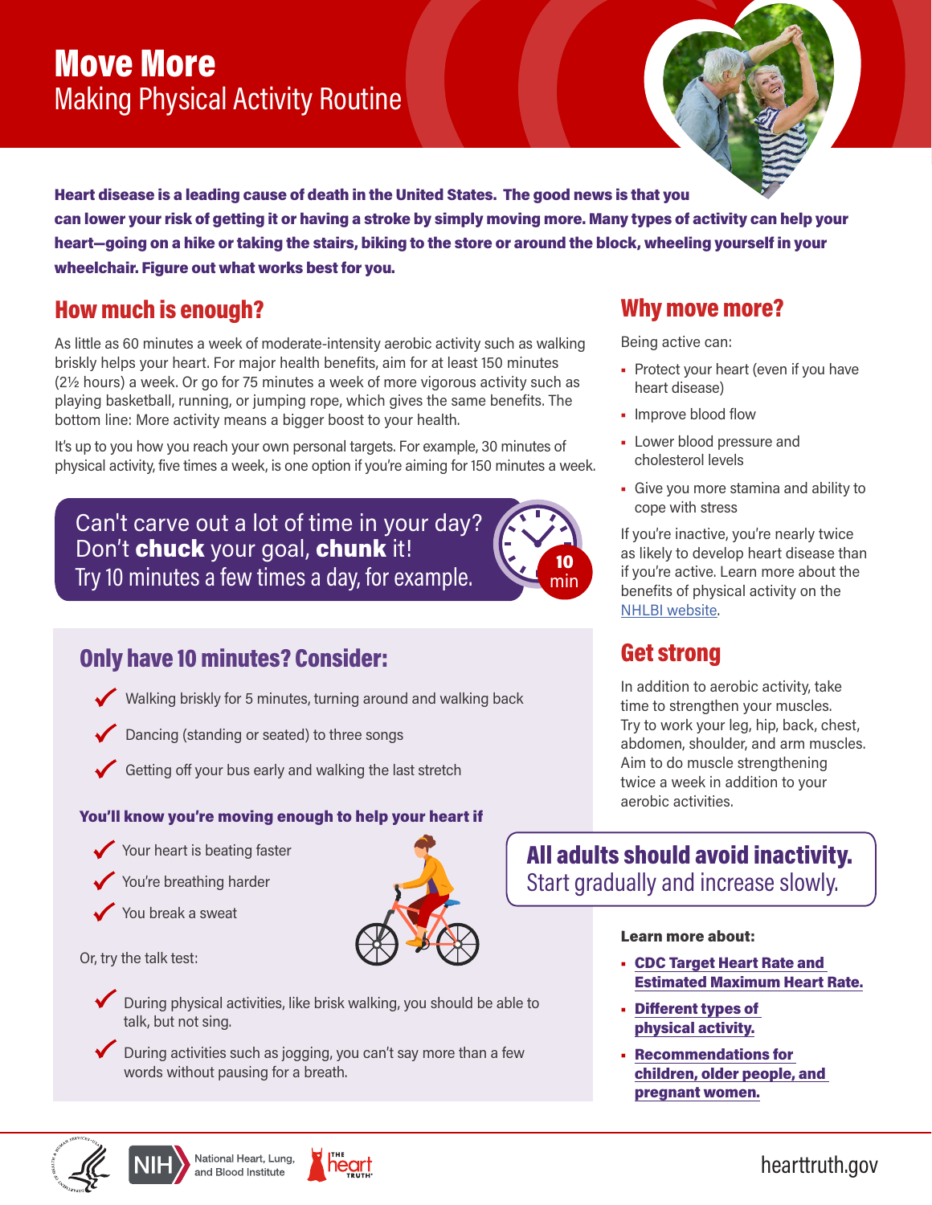# Move More

## Making Physical Activity Routine

**Heart disease is a leading cause of death in the United States. The good news is that you can lower your risk of getting it or having a stroke by simply moving more. Many types of activity can help your heart—going on a hike or taking the stairs, biking to the store or around the block, wheeling yourself in your wheelchair. Figure out what works best for you.**

## How much is enough?

As little as 60 minutes a week of moderate-intensity aerobic activity such as walking briskly helps your heart. For major health benefits, aim for at least 150 minutes (2½ hours) a week. Or go for 75 minutes a week of more vigorous activity such as playing basketball, running, or jumping rope, which gives the same benefits. The bottom line: More activity means a bigger boost to your health.

It's up to you how you reach your own personal targets. For example, 30 minutes of physical activity, five times a week, is one option if you're aiming for 150 minutes a week.

Can't carve out a lot of time in your day?
Don't **chuck** your goal, **chunk** it!
Try 10 minutes a few times a day, for example.

10 min

## Only have 10 minutes? Consider:

- ✔ Walking briskly for 5 minutes, turning around and walking back
- ✔ Dancing (standing or seated) to three songs
- ✔ Getting off your bus early and walking the last stretch

### You'll know you're moving enough to help your heart if

- ✔ Your heart is beating faster
- ✔ You're breathing harder
- ✔ You break a sweat

Or, try the talk test:

- ✔ During physical activities, like brisk walking, you should be able to talk, but not sing.
- ✔ During activities such as jogging, you can't say more than a few words without pausing for a breath.

## Why move more?

Being active can:

- Protect your heart (even if you have heart disease)
- Improve blood flow
- Lower blood pressure and cholesterol levels
- Give you more stamina and ability to cope with stress

If you're inactive, you're nearly twice as likely to develop heart disease than if you're active. Learn more about the benefits of physical activity on the NHLBI website.

## Get strong

In addition to aerobic activity, take time to strengthen your muscles. Try to work your leg, hip, back, chest, abdomen, shoulder, and arm muscles. Aim to do muscle strengthening twice a week in addition to your aerobic activities.

**All adults should avoid inactivity.**
Start gradually and increase slowly.

**Learn more about:**

- **CDC Target Heart Rate and Estimated Maximum Heart Rate.**
- **Different types of physical activity.**
- **Recommendations for children, older people, and pregnant women.**

NIH National Heart, Lung, and Blood Institute

The Heart Truth

hearttruth.gov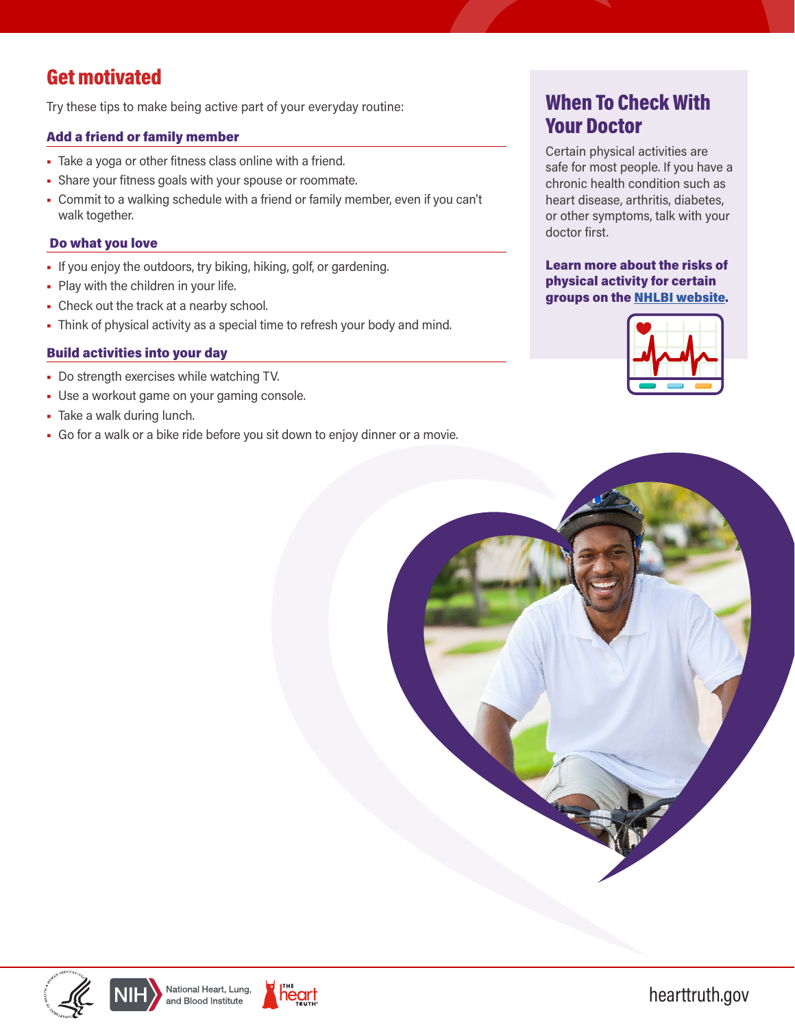## Get motivated

Try these tips to make being active part of your everyday routine:

### Add a friend or family member

- Take a yoga or other fitness class online with a friend.
- Share your fitness goals with your spouse or roommate.
- Commit to a walking schedule with a friend or family member, even if you can't walk together.

### Do what you love

- If you enjoy the outdoors, try biking, hiking, golf, or gardening.
- Play with the children in your life.
- Check out the track at a nearby school.
- Think of physical activity as a special time to refresh your body and mind.

### Build activities into your day

- Do strength exercises while watching TV.
- Use a workout game on your gaming console.
- Take a walk during lunch.
- Go for a walk or a bike ride before you sit down to enjoy dinner or a movie.

## When To Check With Your Doctor

Certain physical activities are safe for most people. If you have a chronic health condition such as heart disease, arthritis, diabetes, or other symptoms, talk with your doctor first.

**Learn more about the risks of physical activity for certain groups on the NHLBI website.**

National Heart, Lung, and Blood Institute

hearttruth.gov